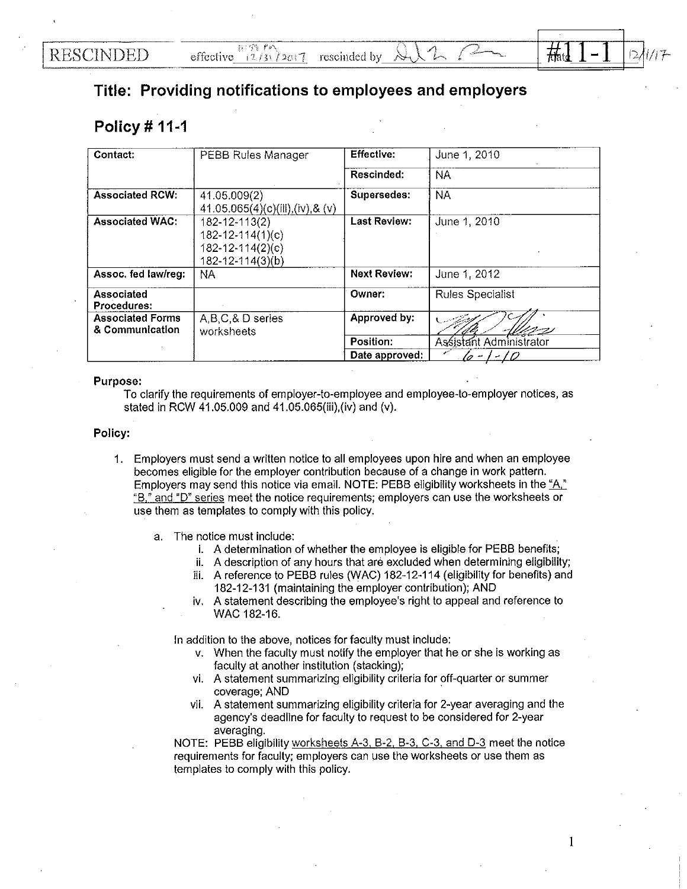RESCINDED effective 12/31/2017 rescinded by #11-1 12/1/17

# Title: Providing notifications to employees and employers

## Policy # 11-1

| Contact: | PEBB Rules Manager | Effective: | June 1, 2010 |
|---|---|---|---|
| | | Rescinded: | NA |
| Associated RCW: | 41.05.009(2) 41.05.065(4)(c)(iii),(iv),& (v) | Supersedes: | NA |
| Associated WAC: | 182-12-113(2) 182-12-114(1)(c) 182-12-114(2)(c) 182-12-114(3)(b) | Last Review: | June 1, 2010 |
| Assoc. fed law/reg: | NA | Next Review: | June 1, 2012 |
| Associated Procedures: | | Owner: | Rules Specialist |
| Associated Forms & Communication | A,B,C,& D series worksheets | Approved by: | |
| | | Position: | Assistant Administrator |
| | | Date approved: | 6-1-10 |

**Purpose:**

To clarify the requirements of employer-to-employee and employee-to-employer notices, as stated in RCW 41.05.009 and 41.05.065(iii),(iv) and (v).

**Policy:**

1. Employers must send a written notice to all employees upon hire and when an employee becomes eligible for the employer contribution because of a change in work pattern. Employers may send this notice via email. NOTE: PEBB eligibility worksheets in the "A," "B," and "D" series meet the notice requirements; employers can use the worksheets or use them as templates to comply with this policy.

   a. The notice must include:

      i. A determination of whether the employee is eligible for PEBB benefits;
      ii. A description of any hours that are excluded when determining eligibility;
      iii. A reference to PEBB rules (WAC) 182-12-114 (eligibility for benefits) and 182-12-131 (maintaining the employer contribution); AND
      iv. A statement describing the employee's right to appeal and reference to WAC 182-16.

   In addition to the above, notices for faculty must include:

      v. When the faculty must notify the employer that he or she is working as faculty at another institution (stacking);
      vi. A statement summarizing eligibility criteria for off-quarter or summer coverage; AND
      vii. A statement summarizing eligibility criteria for 2-year averaging and the agency's deadline for faculty to request to be considered for 2-year averaging.

   NOTE: PEBB eligibility worksheets A-3, B-2, B-3, C-3, and D-3 meet the notice requirements for faculty; employers can use the worksheets or use them as templates to comply with this policy.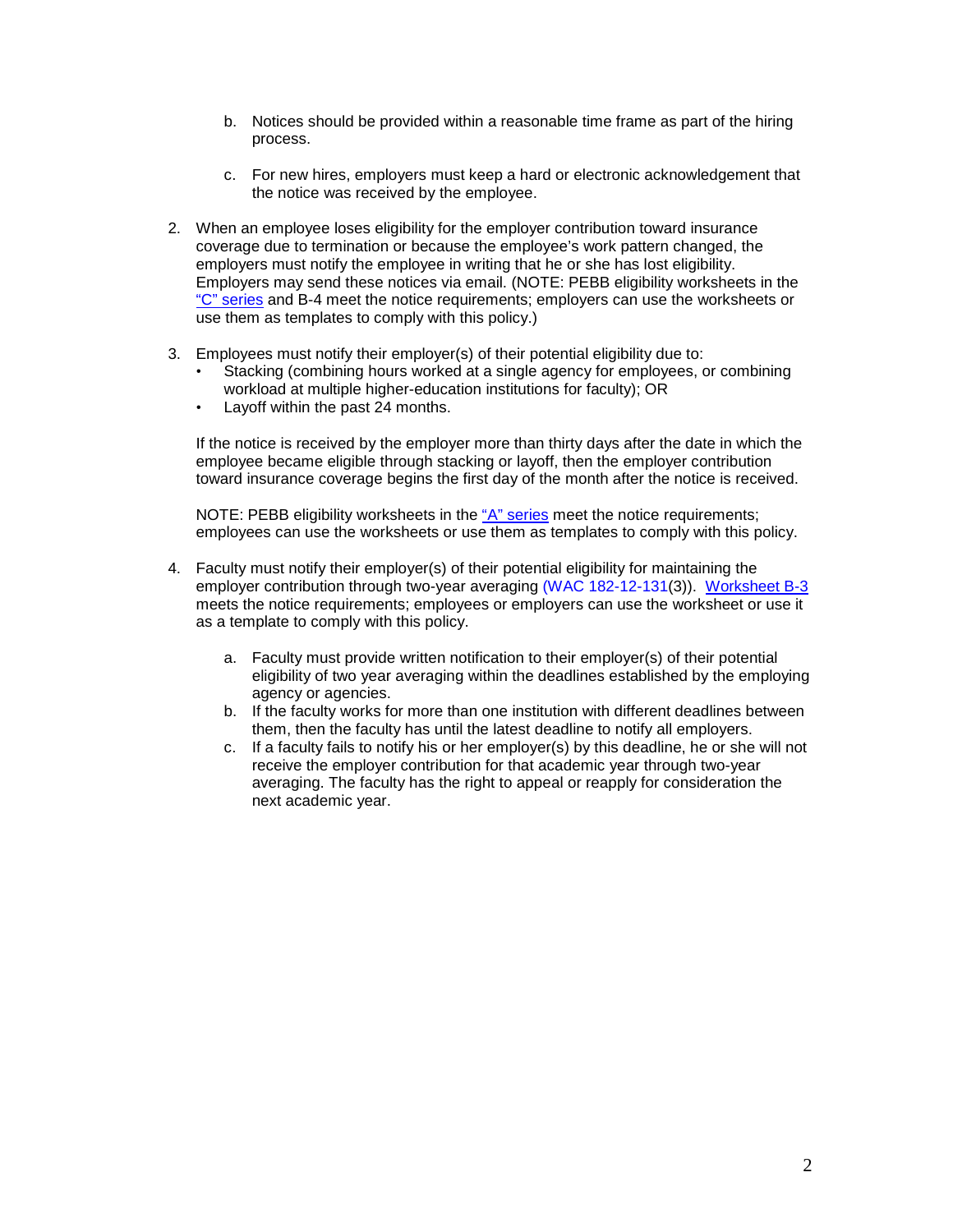b. Notices should be provided within a reasonable time frame as part of the hiring process.

c. For new hires, employers must keep a hard or electronic acknowledgement that the notice was received by the employee.

2. When an employee loses eligibility for the employer contribution toward insurance coverage due to termination or because the employee's work pattern changed, the employers must notify the employee in writing that he or she has lost eligibility. Employers may send these notices via email. (NOTE: PEBB eligibility worksheets in the "C" series and B-4 meet the notice requirements; employers can use the worksheets or use them as templates to comply with this policy.)

3. Employees must notify their employer(s) of their potential eligibility due to:
   - Stacking (combining hours worked at a single agency for employees, or combining workload at multiple higher-education institutions for faculty); OR
   - Layoff within the past 24 months.

   If the notice is received by the employer more than thirty days after the date in which the employee became eligible through stacking or layoff, then the employer contribution toward insurance coverage begins the first day of the month after the notice is received.

   NOTE: PEBB eligibility worksheets in the "A" series meet the notice requirements; employees can use the worksheets or use them as templates to comply with this policy.

4. Faculty must notify their employer(s) of their potential eligibility for maintaining the employer contribution through two-year averaging (WAC 182-12-131(3)). Worksheet B-3 meets the notice requirements; employees or employers can use the worksheet or use it as a template to comply with this policy.

   a. Faculty must provide written notification to their employer(s) of their potential eligibility of two year averaging within the deadlines established by the employing agency or agencies.
   b. If the faculty works for more than one institution with different deadlines between them, then the faculty has until the latest deadline to notify all employers.
   c. If a faculty fails to notify his or her employer(s) by this deadline, he or she will not receive the employer contribution for that academic year through two-year averaging. The faculty has the right to appeal or reapply for consideration the next academic year.